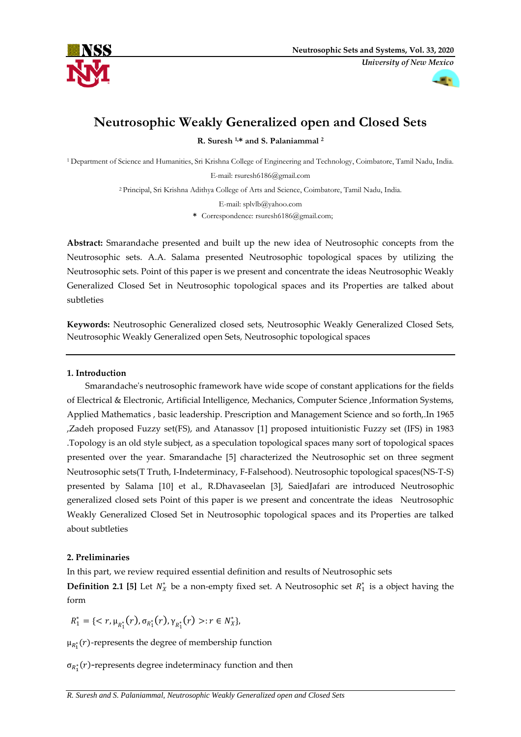# Neutrosophic Weakly Generalized open and Closed Sets

**R. Suresh [1,*] and S. Palaniammal [2]**

[1] Department of Science and Humanities, Sri Krishna College of Engineering and Technology, Coimbatore, Tamil Nadu, India.
E-mail: rsuresh6186@gmail.com

[2] Principal, Sri Krishna Adithya College of Arts and Science, Coimbatore, Tamil Nadu, India.
E-mail: splvlb@yahoo.com

\* Correspondence: rsuresh6186@gmail.com;

**Abstract:** Smarandache presented and built up the new idea of Neutrosophic concepts from the Neutrosophic sets. A.A. Salama presented Neutrosophic topological spaces by utilizing the Neutrosophic sets. Point of this paper is we present and concentrate the ideas Neutrosophic Weakly Generalized Closed Set in Neutrosophic topological spaces and its Properties are talked about subtleties

**Keywords:** Neutrosophic Generalized closed sets, Neutrosophic Weakly Generalized Closed Sets, Neutrosophic Weakly Generalized open Sets, Neutrosophic topological spaces

## 1. Introduction

Smarandache's neutrosophic framework have wide scope of constant applications for the fields of Electrical & Electronic, Artificial Intelligence, Mechanics, Computer Science ,Information Systems, Applied Mathematics , basic leadership. Prescription and Management Science and so forth,.In 1965 ,Zadeh proposed Fuzzy set(FS), and Atanassov [1] proposed intuitionistic Fuzzy set (IFS) in 1983 .Topology is an old style subject, as a speculation topological spaces many sort of topological spaces presented over the year. Smarandache [5] characterized the Neutrosophic set on three segment Neutrosophic sets(T Truth, I-Indeterminacy, F-Falsehood). Neutrosophic topological spaces(NS-T-S) presented by Salama [10] et al., R.Dhavaseelan [3], SaiedJafari are introduced Neutrosophic generalized closed sets Point of this paper is we present and concentrate the ideas Neutrosophic Weakly Generalized Closed Set in Neutrosophic topological spaces and its Properties are talked about subtleties

## 2. Preliminaries

In this part, we review required essential definition and results of Neutrosophic sets

**Definition 2.1 [5]** Let $N_X^*$ be a non-empty fixed set. A Neutrosophic set $R_1^*$ is a object having the form

$$R_1^* = \{< r, \mu_{R_1^*}(r), \sigma_{R_1^*}(r), \gamma_{R_1^*}(r) >: r \in N_X^*\},$$

$\mu_{R_1^*}(r)$-represents the degree of membership function

$\sigma_{R_1^*}(r)$-represents degree indeterminacy function and then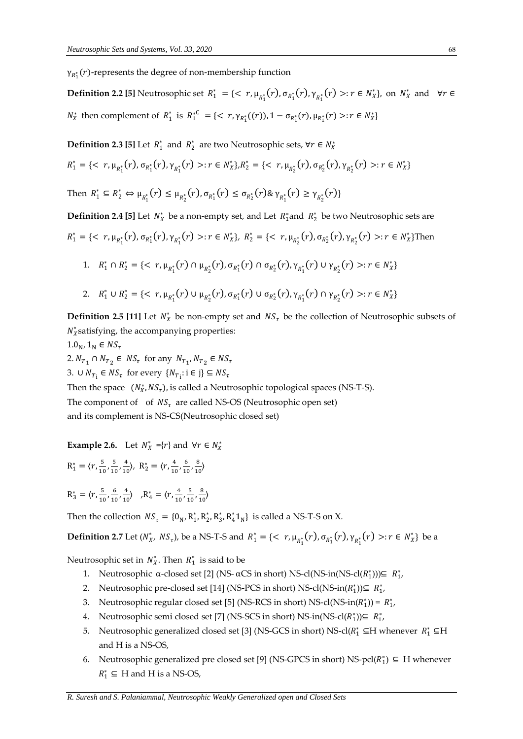$\gamma_{R_1^*}(r)$-represents the degree of non-membership function

**Definition 2.2 [5]** Neutrosophic set $R_1^* = \{< r, \mu_{R_1^*}(r), \sigma_{R_1^*}(r), \gamma_{R_1^*}(r) >: r \in N_X^*\}$, on $N_X^*$ and $\forall r \in N_X^*$ then complement of $R_1^*$ is $R_1^{*C} = \{< r, \gamma_{R_1^*}((r)), 1 - \sigma_{R_1^*}(r), \mu_{R_1^*}(r) >: r \in N_X^*\}$

**Definition 2.3 [5]** Let $R_1^*$ and $R_2^*$ are two Neutrosophic sets, $\forall r \in N_X^*$

$R_1^* = \{< r, \mu_{R_1^*}(r), \sigma_{R_1^*}(r), \gamma_{R_1^*}(r) >: r \in N_X^*\}$, $R_2^* = \{< r, \mu_{R_2^*}(r), \sigma_{R_2^*}(r), \gamma_{R_2^*}(r) >: r \in N_X^*\}$

Then $R_1^* \subseteq R_2^* \Leftrightarrow \mu_{R_1^*}(r) \leq \mu_{R_2^*}(r), \sigma_{R_1^*}(r) \leq \sigma_{R_2^*}(r) \& \gamma_{R_1^*}(r) \geq \gamma_{R_2^*}(r)\}$

**Definition 2.4 [5]** Let $N_X^*$ be a non-empty set, and Let $R_1^*$ and $R_2^*$ be two Neutrosophic sets are

$R_1^* = \{< r, \mu_{R_1^*}(r), \sigma_{R_1^*}(r), \gamma_{R_1^*}(r) >: r \in N_X^*\}$, $R_2^* = \{< r, \mu_{R_2^*}(r), \sigma_{R_2^*}(r), \gamma_{R_2^*}(r) >: r \in N_X^*\}$Then

1. $R_1^* \cap R_2^* = \{< r, \mu_{R_1^*}(r) \cap \mu_{R_2^*}(r), \sigma_{R_1^*}(r) \cap \sigma_{R_2^*}(r), \gamma_{R_1^*}(r) \cup \gamma_{R_2^*}(r) >: r \in N_X^*\}$
2. $R_1^* \cup R_2^* = \{< r, \mu_{R_1^*}(r) \cup \mu_{R_2^*}(r), \sigma_{R_1^*}(r) \cup \sigma_{R_2^*}(r), \gamma_{R_1^*}(r) \cap \gamma_{R_2^*}(r) >: r \in N_X^*\}$

**Definition 2.5 [11]** Let $N_X^*$ be non-empty set and $NS_\tau$ be the collection of Neutrosophic subsets of $N_X^*$satisfying, the accompanying properties:

1. $0_N, 1_N \in NS_\tau$
2. $N_{T_1} \cap N_{T_2} \in NS_\tau$ for any $N_{T_1}, N_{T_2} \in NS_\tau$
3. $\cup N_{T_i} \in NS_\tau$ for every $\{N_{T_i}: i \in j\} \subseteq NS_\tau$

Then the space $(N_X^*, NS_\tau)$, is called a Neutrosophic topological spaces (NS-T-S).

The component of of $NS_\tau$ are called NS-OS (Neutrosophic open set)

and its complement is NS-CS(Neutrosophic closed set)

**Example 2.6.** Let $N_X^*$ ={r} and $\forall r \in N_X^*$

$R_1^* = \langle r, \frac{5}{10}, \frac{5}{10}, \frac{4}{10} \rangle$, $R_2^* = \langle r, \frac{4}{10}, \frac{6}{10}, \frac{8}{10} \rangle$

$R_3^* = \langle r, \frac{5}{10}, \frac{6}{10}, \frac{4}{10} \rangle$ ,$R_4^* = \langle r, \frac{4}{10}, \frac{5}{10}, \frac{8}{10} \rangle$

Then the collection $NS_\tau = \{0_N, R_1^*, R_2^*, R_3^*, R_4^* 1_N\}$ is called a NS-T-S on X.

**Definition 2.7** Let ($N_X^*$, $NS_\tau$), be a NS-T-S and $R_1^* = \{< r, \mu_{R_1^*}(r), \sigma_{R_1^*}(r), \gamma_{R_1^*}(r) >: r \in N_X^*\}$ be a Neutrosophic set in $N_X^*$. Then $R_1^*$ is said to be

1. Neutrosophic α-closed set [2] (NS- αCS in short) NS-cl(NS-in(NS-cl($R_1^*$)))⊆ $R_1^*$,
2. Neutrosophic pre-closed set [14] (NS-PCS in short) NS-cl(NS-in($R_1^*$))⊆ $R_1^*$,
3. Neutrosophic regular closed set [5] (NS-RCS in short) NS-cl(NS-in($R_1^*$)) = $R_1^*$,
4. Neutrosophic semi closed set [7] (NS-SCS in short) NS-in(NS-cl($R_1^*$))⊆ $R_1^*$,
5. Neutrosophic generalized closed set [3] (NS-GCS in short) NS-cl($R_1^*$ ⊆H whenever $R_1^*$ ⊆H and H is a NS-OS,
6. Neutrosophic generalized pre closed set [9] (NS-GPCS in short) NS-pcl($R_1^*$) ⊆ H whenever $R_1^*$ ⊆ H and H is a NS-OS,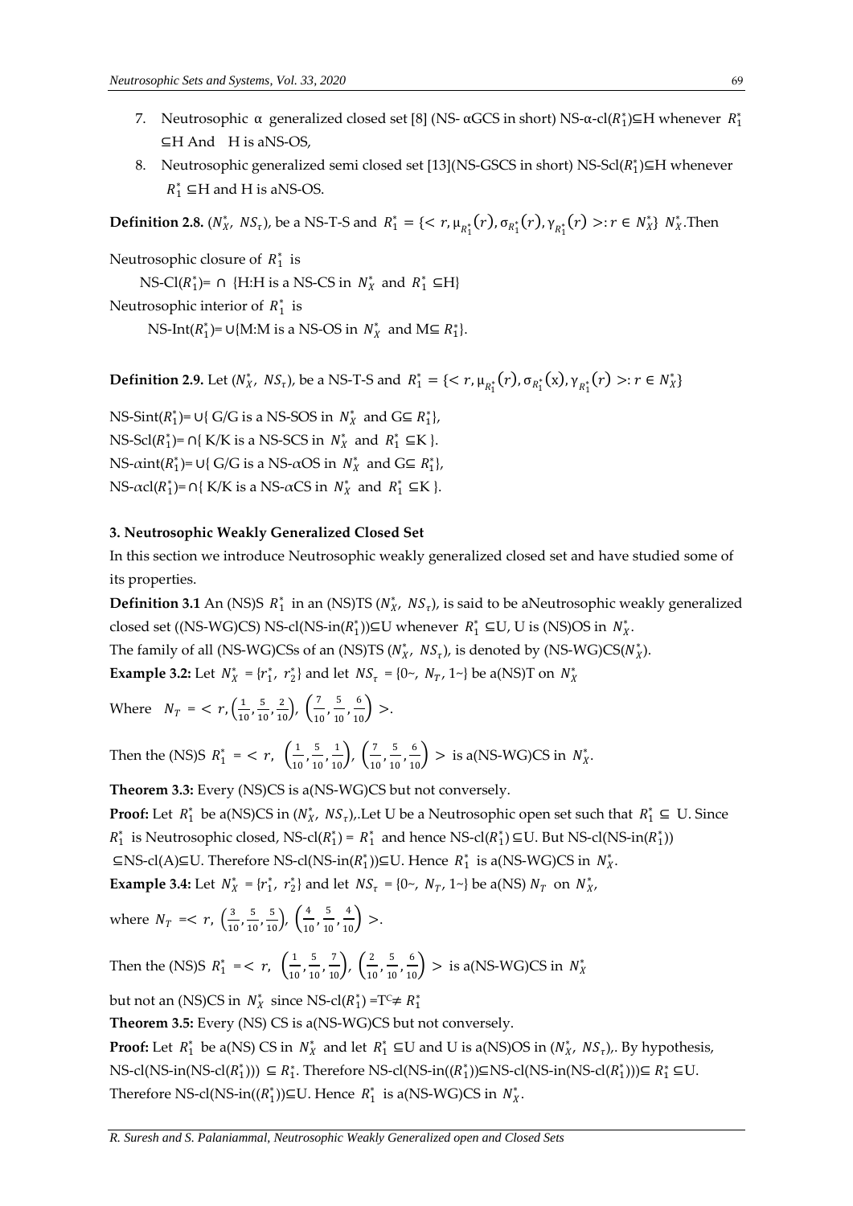7. Neutrosophic α generalized closed set [8] (NS- αGCS in short) NS-α-cl($R_1^*$)⊆H whenever $R_1^*$ ⊆H And H is aNS-OS,
8. Neutrosophic generalized semi closed set [13](NS-GSCS in short) NS-Scl($R_1^*$)⊆H whenever $R_1^*$ ⊆H and H is aNS-OS.

**Definition 2.8.** ($N_X^*$, $NS_\tau$), be a NS-T-S and $R_1^* = \{< r, \mu_{R_1^*}(r), \sigma_{R_1^*}(r), \gamma_{R_1^*}(r) >: r \in N_X^*\}$ $N_X^*$.Then

Neutrosophic closure of $R_1^*$ is

NS-Cl($R_1^*$)= ∩ {H:H is a NS-CS in $N_X^*$ and $R_1^*$ ⊆H}

Neutrosophic interior of $R_1^*$ is

NS-Int($R_1^*$)= ∪{M:M is a NS-OS in $N_X^*$ and M⊆ $R_1^*$}.

**Definition 2.9.** Let ($N_X^*$, $NS_\tau$), be a NS-T-S and $R_1^* = \{< r, \mu_{R_1^*}(r), \sigma_{R_1^*}(\mathrm{x}), \gamma_{R_1^*}(r) >: r \in N_X^*\}$

NS-Sint($R_1^*$)= ∪{ G/G is a NS-SOS in $N_X^*$ and G⊆ $R_1^*$},

NS-Scl($R_1^*$)= ∩{ K/K is a NS-SCS in $N_X^*$ and $R_1^*$ ⊆K }.

NS-$\alpha$int($R_1^*$)= ∪{ G/G is a NS-$\alpha$OS in $N_X^*$ and G⊆ $R_1^*$},

NS-$\alpha$cl($R_1^*$)= ∩{ K/K is a NS-$\alpha$CS in $N_X^*$ and $R_1^*$ ⊆K }.

### 3. Neutrosophic Weakly Generalized Closed Set

In this section we introduce Neutrosophic weakly generalized closed set and have studied some of its properties.

**Definition 3.1** An (NS)S $R_1^*$ in an (NS)TS ($N_X^*$, $NS_\tau$), is said to be aNeutrosophic weakly generalized closed set ((NS-WG)CS) NS-cl(NS-in($R_1^*$))⊆U whenever $R_1^*$ ⊆U, U is (NS)OS in $N_X^*$.

The family of all (NS-WG)CSs of an (NS)TS ($N_X^*$, $NS_\tau$), is denoted by (NS-WG)CS($N_X^*$).

**Example 3.2:** Let $N_X^*$ = {$r_1^*$, $r_2^*$} and let $NS_\tau$ = {0~, $N_T$, 1~} be a(NS)T on $N_X^*$

Where $N_T = < r, \left(\frac{1}{10}, \frac{5}{10}, \frac{2}{10}\right), \left(\frac{7}{10}, \frac{5}{10}, \frac{6}{10}\right) >$.

Then the (NS)S $R_1^* = < r, \left(\frac{1}{10}, \frac{5}{10}, \frac{1}{10}\right), \left(\frac{7}{10}, \frac{5}{10}, \frac{6}{10}\right) >$ is a(NS-WG)CS in $N_X^*$.

**Theorem 3.3:** Every (NS)CS is a(NS-WG)CS but not conversely.

**Proof:** Let $R_1^*$ be a(NS)CS in ($N_X^*$, $NS_\tau$),.Let U be a Neutrosophic open set such that $R_1^*$ ⊆ U. Since $R_1^*$ is Neutrosophic closed, NS-cl($R_1^*$) = $R_1^*$ and hence NS-cl($R_1^*$) ⊆U. But NS-cl(NS-in($R_1^*$)) ⊆NS-cl(A)⊆U. Therefore NS-cl(NS-in($R_1^*$))⊆U. Hence $R_1^*$ is a(NS-WG)CS in $N_X^*$.

**Example 3.4:** Let $N_X^*$ = {$r_1^*$, $r_2^*$} and let $NS_\tau$ = {0~, $N_T$, 1~} be a(NS) $N_T$ on $N_X^*$,

where $N_T = < r, \left(\frac{3}{10}, \frac{5}{10}, \frac{5}{10}\right), \left(\frac{4}{10}, \frac{5}{10}, \frac{4}{10}\right) >$.

Then the (NS)S $R_1^* = < r, \left(\frac{1}{10}, \frac{5}{10}, \frac{7}{10}\right), \left(\frac{2}{10}, \frac{5}{10}, \frac{6}{10}\right) >$ is a(NS-WG)CS in $N_X^*$

but not an (NS)CS in $N_X^*$ since NS-cl($R_1^*$) =$T^C \neq R_1^*$

**Theorem 3.5:** Every (NS) CS is a(NS-WG)CS but not conversely.

**Proof:** Let $R_1^*$ be a(NS) CS in $N_X^*$ and let $R_1^*$ ⊆U and U is a(NS)OS in ($N_X^*$, $NS_\tau$),. By hypothesis, NS-cl(NS-in(NS-cl($R_1^*$))) ⊆ $R_1^*$. Therefore NS-cl(NS-in(($R_1^*$))⊆NS-cl(NS-in(NS-cl($R_1^*$)))⊆ $R_1^*$ ⊆U. Therefore NS-cl(NS-in(($R_1^*$))⊆U. Hence $R_1^*$ is a(NS-WG)CS in $N_X^*$.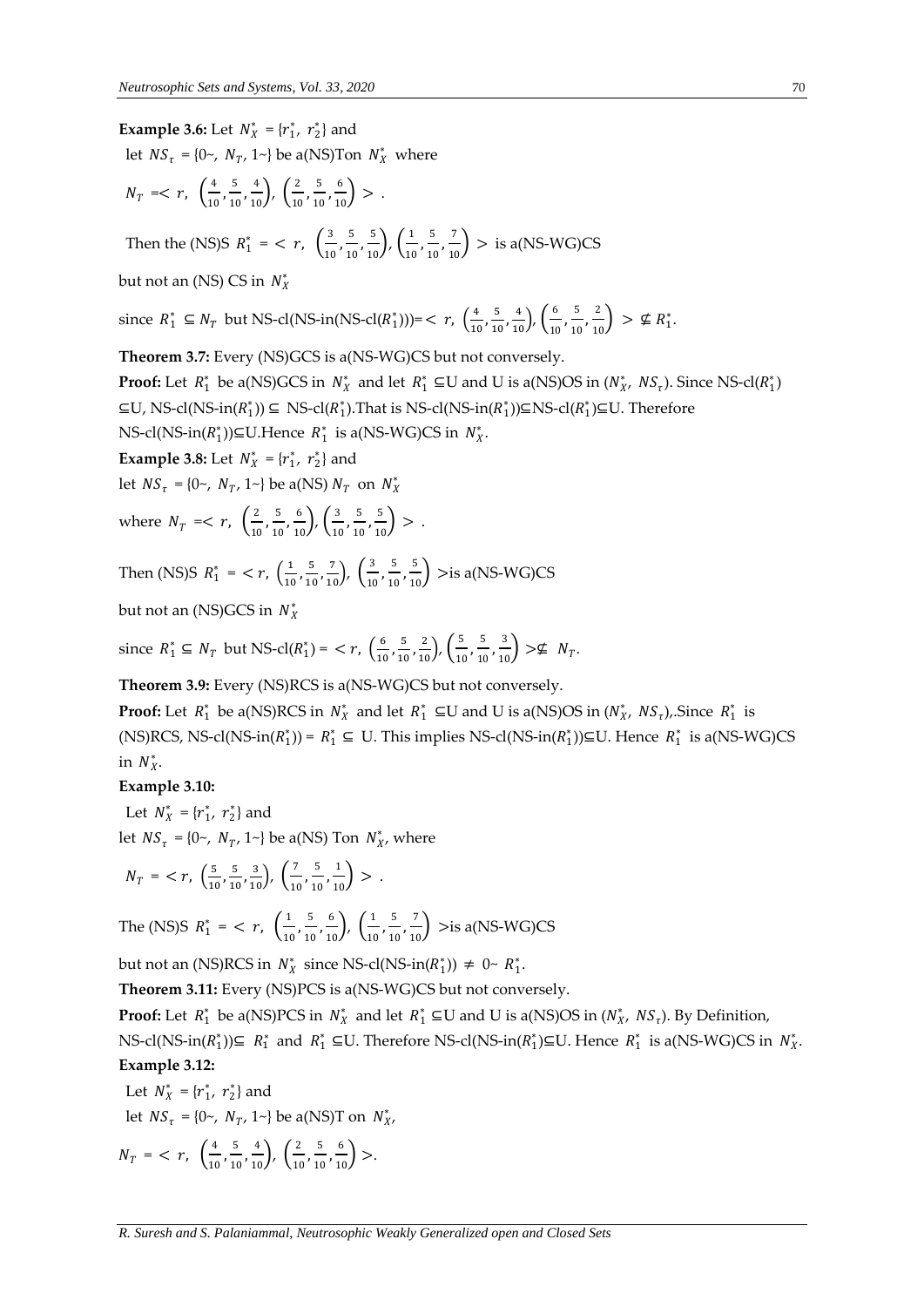**Example 3.6:** Let $N_X^* = \{r_1^*,\ r_2^*\}$ and

let $NS_\tau = \{0\sim,\ N_T,\ 1\sim\}$ be a(NS)Ton $N_X^*$ where

$N_T = < r,\ \left(\frac{4}{10}, \frac{5}{10}, \frac{4}{10}\right), \left(\frac{2}{10}, \frac{5}{10}, \frac{6}{10}\right) >$ .

Then the (NS)S $R_1^* = < r,\ \left(\frac{3}{10}, \frac{5}{10}, \frac{5}{10}\right), \left(\frac{1}{10}, \frac{5}{10}, \frac{7}{10}\right) >$ is a(NS-WG)CS

but not an (NS) CS in $N_X^*$

since $R_1^* \subseteq N_T$ but NS-cl(NS-in(NS-cl($R_1^*$)))= $< r,\ \left(\frac{4}{10}, \frac{5}{10}, \frac{4}{10}\right), \left(\frac{6}{10}, \frac{5}{10}, \frac{2}{10}\right) > \nsubseteq R_1^*$.

**Theorem 3.7:** Every (NS)GCS is a(NS-WG)CS but not conversely.

**Proof:** Let $R_1^*$ be a(NS)GCS in $N_X^*$ and let $R_1^* \subseteq$U and U is a(NS)OS in ($N_X^*$, $NS_\tau$). Since NS-cl($R_1^*$) $\subseteq$U, NS-cl(NS-in($R_1^*$)) $\subseteq$ NS-cl($R_1^*$).That is NS-cl(NS-in($R_1^*$))$\subseteq$NS-cl($R_1^*$)$\subseteq$U. Therefore NS-cl(NS-in($R_1^*$))$\subseteq$U.Hence $R_1^*$ is a(NS-WG)CS in $N_X^*$.

**Example 3.8:** Let $N_X^* = \{r_1^*,\ r_2^*\}$ and

let $NS_\tau = \{0\sim,\ N_T,\ 1\sim\}$ be a(NS) $N_T$ on $N_X^*$

where $N_T = < r,\ \left(\frac{2}{10}, \frac{5}{10}, \frac{6}{10}\right), \left(\frac{3}{10}, \frac{5}{10}, \frac{5}{10}\right) >$ .

Then (NS)S $R_1^* = < r,\ \left(\frac{1}{10}, \frac{5}{10}, \frac{7}{10}\right),\ \left(\frac{3}{10}, \frac{5}{10}, \frac{5}{10}\right) >$is a(NS-WG)CS

but not an (NS)GCS in $N_X^*$

since $R_1^* \subseteq N_T$ but NS-cl($R_1^*$) = $< r,\ \left(\frac{6}{10}, \frac{5}{10}, \frac{2}{10}\right), \left(\frac{5}{10}, \frac{5}{10}, \frac{3}{10}\right) > \nsubseteq\ N_T$.

**Theorem 3.9:** Every (NS)RCS is a(NS-WG)CS but not conversely.

**Proof:** Let $R_1^*$ be a(NS)RCS in $N_X^*$ and let $R_1^* \subseteq$U and U is a(NS)OS in ($N_X^*$, $NS_\tau$),.Since $R_1^*$ is (NS)RCS, NS-cl(NS-in($R_1^*$)) = $R_1^* \subseteq$ U. This implies NS-cl(NS-in($R_1^*$))$\subseteq$U. Hence $R_1^*$ is a(NS-WG)CS in $N_X^*$.

**Example 3.10:**

Let $N_X^* = \{r_1^*,\ r_2^*\}$ and

let $NS_\tau = \{0\sim,\ N_T,\ 1\sim\}$ be a(NS) Ton $N_X^*$, where

$N_T = < r,\ \left(\frac{5}{10}, \frac{5}{10}, \frac{3}{10}\right), \left(\frac{7}{10}, \frac{5}{10}, \frac{1}{10}\right) >$ .

The (NS)S $R_1^* = < r,\ \left(\frac{1}{10}, \frac{5}{10}, \frac{6}{10}\right),\ \left(\frac{1}{10}, \frac{5}{10}, \frac{7}{10}\right) >$is a(NS-WG)CS

but not an (NS)RCS in $N_X^*$ since NS-cl(NS-in($R_1^*$)) $\neq$ 0~ $R_1^*$.

**Theorem 3.11:** Every (NS)PCS is a(NS-WG)CS but not conversely.

**Proof:** Let $R_1^*$ be a(NS)PCS in $N_X^*$ and let $R_1^* \subseteq$U and U is a(NS)OS in ($N_X^*$, $NS_\tau$). By Definition, NS-cl(NS-in($R_1^*$))$\subseteq$ $R_1^*$ and $R_1^* \subseteq$U. Therefore NS-cl(NS-in($R_1^*$)$\subseteq$U. Hence $R_1^*$ is a(NS-WG)CS in $N_X^*$.

**Example 3.12:**

Let $N_X^* = \{r_1^*,\ r_2^*\}$ and

let $NS_\tau = \{0\sim,\ N_T,\ 1\sim\}$ be a(NS)T on $N_X^*$,

$N_T = < r,\ \left(\frac{4}{10}, \frac{5}{10}, \frac{4}{10}\right),\ \left(\frac{2}{10}, \frac{5}{10}, \frac{6}{10}\right) >$.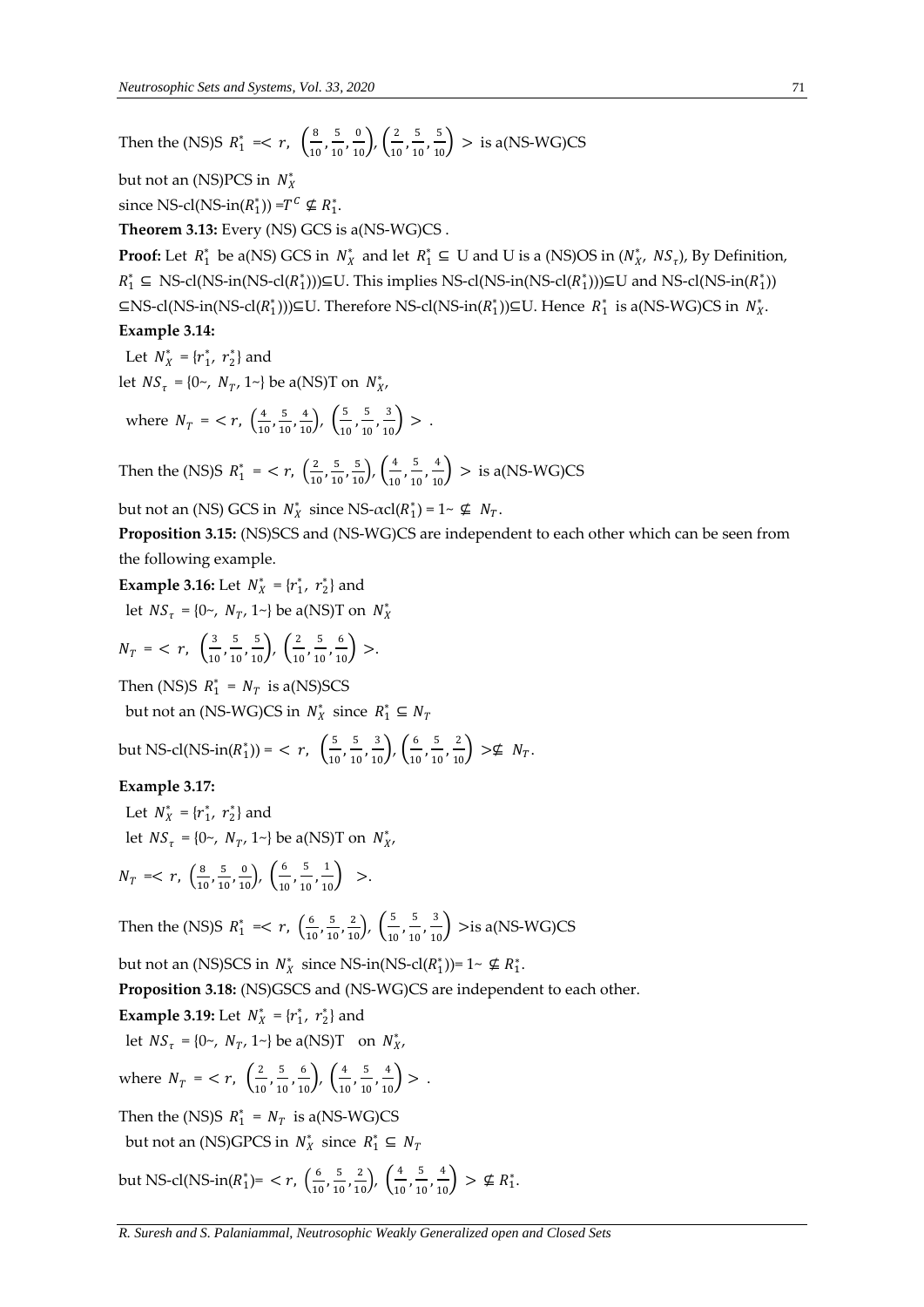Then the (NS)S $R_1^* =< r, \left(\frac{8}{10}, \frac{5}{10}, \frac{0}{10}\right), \left(\frac{2}{10}, \frac{5}{10}, \frac{5}{10}\right) >$ is a(NS-WG)CS

but not an (NS)PCS in $N_X^*$

since NS-cl(NS-in($R_1^*$)) $= T^C \nsubseteq R_1^*$.

**Theorem 3.13:** Every (NS) GCS is a(NS-WG)CS .

**Proof:** Let $R_1^*$ be a(NS) GCS in $N_X^*$ and let $R_1^* \subseteq$ U and U is a (NS)OS in ($N_X^*$, $NS_\tau$), By Definition, $R_1^* \subseteq$ NS-cl(NS-in(NS-cl($R_1^*$)))$\subseteq$U. This implies NS-cl(NS-in(NS-cl($R_1^*$)))$\subseteq$U and NS-cl(NS-in($R_1^*$)) $\subseteq$NS-cl(NS-in(NS-cl($R_1^*$)))$\subseteq$U. Therefore NS-cl(NS-in($R_1^*$))$\subseteq$U. Hence $R_1^*$ is a(NS-WG)CS in $N_X^*$.

**Example 3.14:**

Let $N_X^*$ = {$r_1^*$, $r_2^*$} and

let $NS_\tau$ = {0~, $N_T$, 1~} be a(NS)T on $N_X^*$,

where $N_T = < r, \left(\frac{4}{10}, \frac{5}{10}, \frac{4}{10}\right), \left(\frac{5}{10}, \frac{5}{10}, \frac{3}{10}\right) >$ .

Then the (NS)S $R_1^* = < r, \left(\frac{2}{10}, \frac{5}{10}, \frac{5}{10}\right), \left(\frac{4}{10}, \frac{5}{10}, \frac{4}{10}\right) >$ is a(NS-WG)CS

but not an (NS) GCS in $N_X^*$ since NS-$\alpha$cl($R_1^*$) = 1~ $\nsubseteq N_T$.

**Proposition 3.15:** (NS)SCS and (NS-WG)CS are independent to each other which can be seen from the following example.

**Example 3.16:** Let $N_X^*$ = {$r_1^*$, $r_2^*$} and

let $NS_\tau$ = {0~, $N_T$, 1~} be a(NS)T on $N_X^*$

$N_T = < r, \left(\frac{3}{10}, \frac{5}{10}, \frac{5}{10}\right), \left(\frac{2}{10}, \frac{5}{10}, \frac{6}{10}\right) >$.

Then (NS)S $R_1^* = N_T$ is a(NS)SCS

but not an (NS-WG)CS in $N_X^*$ since $R_1^* \subseteq N_T$

but NS-cl(NS-in($R_1^*$)) $= < r, \left(\frac{5}{10}, \frac{5}{10}, \frac{3}{10}\right), \left(\frac{6}{10}, \frac{5}{10}, \frac{2}{10}\right) > \nsubseteq N_T$.

**Example 3.17:**

Let $N_X^*$ = {$r_1^*$, $r_2^*$} and

let $NS_\tau$ = {0~, $N_T$, 1~} be a(NS)T on $N_X^*$,

$N_T =< r, \left(\frac{8}{10}, \frac{5}{10}, \frac{0}{10}\right), \left(\frac{6}{10}, \frac{5}{10}, \frac{1}{10}\right) >$.

Then the (NS)S $R_1^* =< r, \left(\frac{6}{10}, \frac{5}{10}, \frac{2}{10}\right), \left(\frac{5}{10}, \frac{5}{10}, \frac{3}{10}\right) >$is a(NS-WG)CS

but not an (NS)SCS in $N_X^*$ since NS-in(NS-cl($R_1^*$))= 1~ $\nsubseteq R_1^*$.

**Proposition 3.18:** (NS)GSCS and (NS-WG)CS are independent to each other.

**Example 3.19:** Let $N_X^*$ = {$r_1^*$, $r_2^*$} and

let $NS_\tau$ = {0~, $N_T$, 1~} be a(NS)T on $N_X^*$,

where $N_T = < r, \left(\frac{2}{10}, \frac{5}{10}, \frac{6}{10}\right), \left(\frac{4}{10}, \frac{5}{10}, \frac{4}{10}\right) >$ .

Then the (NS)S $R_1^* = N_T$ is a(NS-WG)CS

but not an (NS)GPCS in $N_X^*$ since $R_1^* \subseteq N_T$

but NS-cl(NS-in($R_1^*$)= $< r, \left(\frac{6}{10}, \frac{5}{10}, \frac{2}{10}\right), \left(\frac{4}{10}, \frac{5}{10}, \frac{4}{10}\right) > \nsubseteq R_1^*$.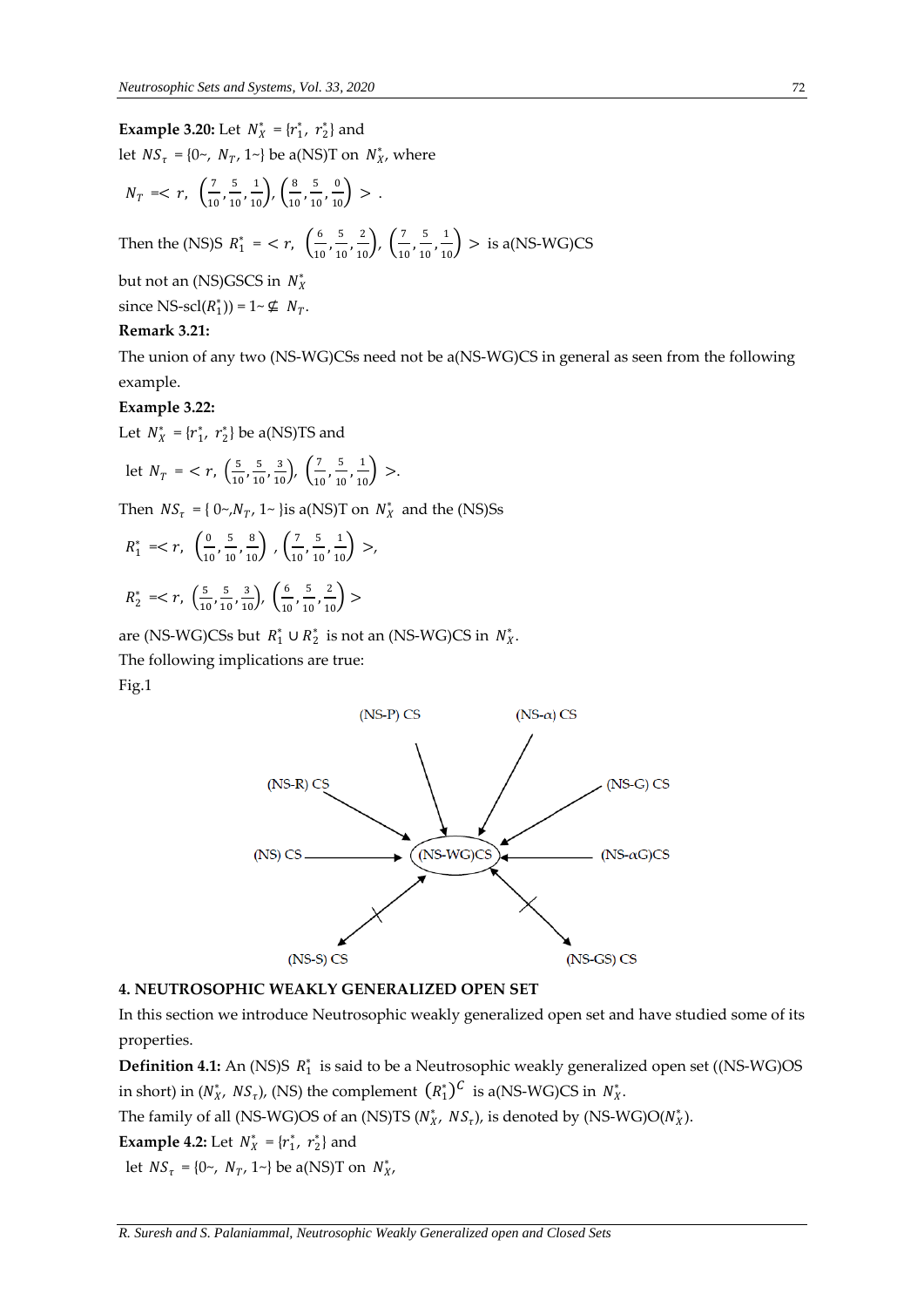**Example 3.20:** Let $N_X^*$ = $\{r_1^*, r_2^*\}$ and

let $NS_\tau$ = $\{0\sim, N_T, 1\sim\}$ be a(NS)T on $N_X^*$, where

$N_T$ =< $r$, $\left(\frac{7}{10}, \frac{5}{10}, \frac{1}{10}\right)$, $\left(\frac{8}{10}, \frac{5}{10}, \frac{0}{10}\right)$ > .

Then the (NS)S $R_1^*$ = < $r$, $\left(\frac{6}{10}, \frac{5}{10}, \frac{2}{10}\right)$, $\left(\frac{7}{10}, \frac{5}{10}, \frac{1}{10}\right)$ > is a(NS-WG)CS

but not an (NS)GSCS in $N_X^*$

since NS-scl($R_1^*$)) = $1\sim \nsubseteq N_T$.

**Remark 3.21:**

The union of any two (NS-WG)CSs need not be a(NS-WG)CS in general as seen from the following example.

**Example 3.22:**

Let $N_X^*$ = $\{r_1^*, r_2^*\}$ be a(NS)TS and

let $N_T$ = < $r$, $\left(\frac{5}{10}, \frac{5}{10}, \frac{3}{10}\right)$, $\left(\frac{7}{10}, \frac{5}{10}, \frac{1}{10}\right)$ >.

Then $NS_\tau$ = { $0\sim$, $N_T$, $1\sim$ }is a(NS)T on $N_X^*$ and the (NS)Ss

$R_1^*$ =< $r$, $\left(\frac{0}{10}, \frac{5}{10}, \frac{8}{10}\right)$ , $\left(\frac{7}{10}, \frac{5}{10}, \frac{1}{10}\right)$ >,

$R_2^*$ =< $r$, $\left(\frac{5}{10}, \frac{5}{10}, \frac{3}{10}\right)$, $\left(\frac{6}{10}, \frac{5}{10}, \frac{2}{10}\right)$ >

are (NS-WG)CSs but $R_1^* \cup R_2^*$ is not an (NS-WG)CS in $N_X^*$.

The following implications are true:

Fig.1

(NS-P) CS

(NS-α) CS

(NS-R) CS

(NS-G) CS

(NS) CS

(NS-WG)CS

(NS-αG)CS

(NS-S) CS

(NS-GS) CS

## 4. NEUTROSOPHIC WEAKLY GENERALIZED OPEN SET

In this section we introduce Neutrosophic weakly generalized open set and have studied some of its properties.

**Definition 4.1:** An (NS)S $R_1^*$ is said to be a Neutrosophic weakly generalized open set ((NS-WG)OS in short) in ($N_X^*$, $NS_\tau$), (NS) the complement $(R_1^*)^C$ is a(NS-WG)CS in $N_X^*$.

The family of all (NS-WG)OS of an (NS)TS ($N_X^*$, $NS_\tau$), is denoted by (NS-WG)O($N_X^*$).

**Example 4.2:** Let $N_X^*$ = $\{r_1^*, r_2^*\}$ and

let $NS_\tau$ = $\{0\sim, N_T, 1\sim\}$ be a(NS)T on $N_X^*$,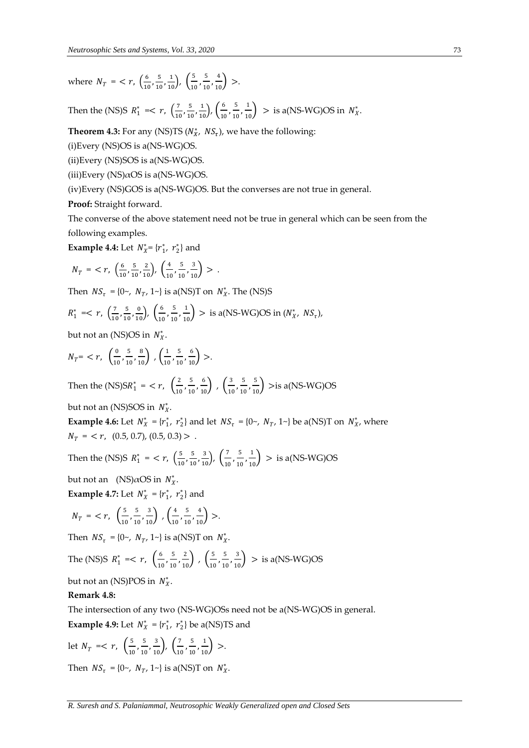where $N_T = < r, \left(\frac{6}{10}, \frac{5}{10}, \frac{1}{10}\right), \left(\frac{5}{10}, \frac{5}{10}, \frac{4}{10}\right) >$.

Then the (NS)S $R_1^* =< r, \left(\frac{7}{10}, \frac{5}{10}, \frac{1}{10}\right), \left(\frac{6}{10}, \frac{5}{10}, \frac{1}{10}\right) >$ is a(NS-WG)OS in $N_X^*$.

**Theorem 4.3:** For any (NS)TS ($N_X^*$, $NS_\tau$), we have the following:

(i)Every (NS)OS is a(NS-WG)OS.

(ii)Every (NS)SOS is a(NS-WG)OS.

(iii)Every (NS)$\alpha$OS is a(NS-WG)OS.

(iv)Every (NS)GOS is a(NS-WG)OS. But the converses are not true in general.

**Proof:** Straight forward.

The converse of the above statement need not be true in general which can be seen from the following examples.

**Example 4.4:** Let $N_X^*$= {$r_1^*$, $r_2^*$} and

$N_T = < r, \left(\frac{6}{10}, \frac{5}{10}, \frac{2}{10}\right), \left(\frac{4}{10}, \frac{5}{10}, \frac{3}{10}\right) >$ .

Then $NS_\tau$ = {0~, $N_T$, 1~} is a(NS)T on $N_X^*$. The (NS)S

$R_1^* =< r, \left(\frac{7}{10}, \frac{5}{10}, \frac{0}{10}\right), \left(\frac{6}{10}, \frac{5}{10}, \frac{1}{10}\right) >$ is a(NS-WG)OS in ($N_X^*$, $NS_\tau$),

but not an (NS)OS in $N_X^*$.

$N_T = < r, \left(\frac{0}{10}, \frac{5}{10}, \frac{8}{10}\right), \left(\frac{1}{10}, \frac{5}{10}, \frac{6}{10}\right) >$.

Then the (NS)S$R_1^* = < r, \left(\frac{2}{10}, \frac{5}{10}, \frac{6}{10}\right), \left(\frac{3}{10}, \frac{5}{10}, \frac{5}{10}\right) >$is a(NS-WG)OS

but not an (NS)SOS in $N_X^*$.

**Example 4.6:** Let $N_X^*$ = {$r_1^*$, $r_2^*$} and let $NS_\tau$ = {0~, $N_T$, 1~} be a(NS)T on $N_X^*$, where $N_T = < r, (0.5, 0.7), (0.5, 0.3) >$ .

Then the (NS)S $R_1^* = < r, \left(\frac{5}{10}, \frac{5}{10}, \frac{3}{10}\right), \left(\frac{7}{10}, \frac{5}{10}, \frac{1}{10}\right) >$ is a(NS-WG)OS

but not an (NS)$\alpha$OS in $N_X^*$.

**Example 4.7:** Let $N_X^*$ = {$r_1^*$, $r_2^*$} and

$N_T = < r, \left(\frac{5}{10}, \frac{5}{10}, \frac{3}{10}\right), \left(\frac{4}{10}, \frac{5}{10}, \frac{4}{10}\right) >$.

Then $NS_\tau$ = {0~, $N_T$, 1~} is a(NS)T on $N_X^*$.

The (NS)S $R_1^* =< r, \left(\frac{6}{10}, \frac{5}{10}, \frac{2}{10}\right), \left(\frac{5}{10}, \frac{5}{10}, \frac{3}{10}\right) >$ is a(NS-WG)OS

but not an (NS)POS in $N_X^*$.

**Remark 4.8:**

The intersection of any two (NS-WG)OSs need not be a(NS-WG)OS in general.

**Example 4.9:** Let $N_X^*$ = {$r_1^*$, $r_2^*$} be a(NS)TS and

let $N_T =< r, \left(\frac{5}{10}, \frac{5}{10}, \frac{3}{10}\right), \left(\frac{7}{10}, \frac{5}{10}, \frac{1}{10}\right) >$.

Then $NS_\tau$ = {0~, $N_T$, 1~} is a(NS)T on $N_X^*$.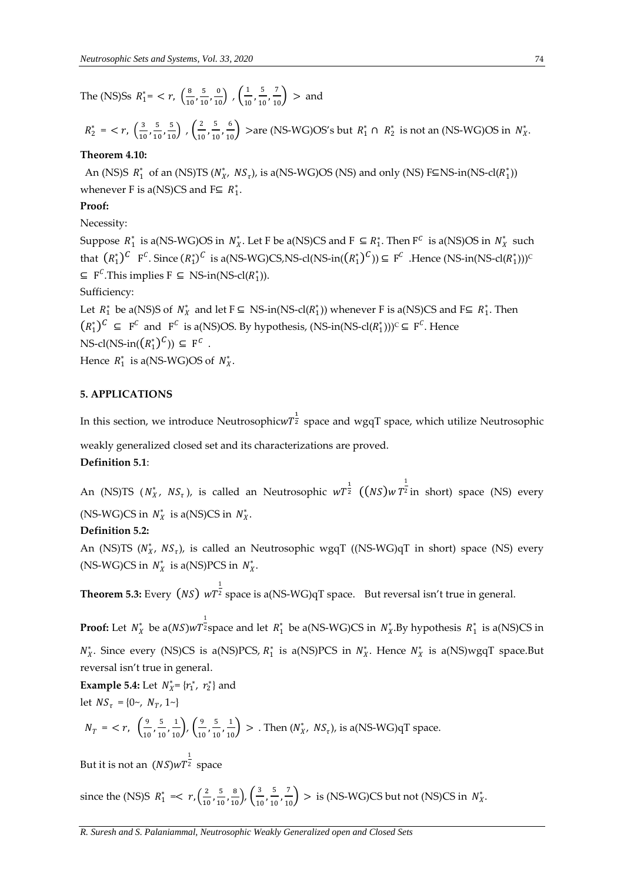The (NS)Ss $R_1^* = < r, \left(\frac{8}{10}, \frac{5}{10}, \frac{0}{10}\right), \left(\frac{1}{10}, \frac{5}{10}, \frac{7}{10}\right) >$ and

$R_2^* = < r, \left(\frac{3}{10}, \frac{5}{10}, \frac{5}{10}\right), \left(\frac{2}{10}, \frac{5}{10}, \frac{6}{10}\right) >$are (NS-WG)OS's but $R_1^* \cap R_2^*$ is not an (NS-WG)OS in $N_X^*$.

**Theorem 4.10:**

An (NS)S $R_1^*$ of an (NS)TS ($N_X^*$, $NS_\tau$), is a(NS-WG)OS (NS) and only (NS) F⊆NS-in(NS-cl($R_1^*$)) whenever F is a(NS)CS and F⊆ $R_1^*$.

**Proof:**

Necessity:

Suppose $R_1^*$ is a(NS-WG)OS in $N_X^*$. Let F be a(NS)CS and F $\subseteq R_1^*$. Then $F^C$ is a(NS)OS in $N_X^*$ such that $(R_1^*)^C$ $F^C$. Since $(R_1^*)^C$ is a(NS-WG)CS,NS-cl(NS-in($(R_1^*)^C$)) ⊆ $F^C$ .Hence (NS-in(NS-cl($R_1^*$)))$^C$ ⊆ $F^C$.This implies F ⊆ NS-in(NS-cl($R_1^*$)).

Sufficiency:

Let $R_1^*$ be a(NS)S of $N_X^*$ and let F ⊆ NS-in(NS-cl($R_1^*$)) whenever F is a(NS)CS and F⊆ $R_1^*$. Then $(R_1^*)^C$ ⊆ $F^C$ and $F^C$ is a(NS)OS. By hypothesis, (NS-in(NS-cl($R_1^*$)))$^C$ ⊆ $F^C$. Hence NS-cl(NS-in($(R_1^*)^C$)) ⊆ $F^C$ .

Hence $R_1^*$ is a(NS-WG)OS of $N_X^*$.

## 5. APPLICATIONS

In this section, we introduce Neutrosophic$wT^{\frac{1}{2}}$ space and wgqT space, which utilize Neutrosophic weakly generalized closed set and its characterizations are proved.

**Definition 5.1**:

An (NS)TS ($N_X^*$, $NS_\tau$), is called an Neutrosophic $wT^{\frac{1}{2}}$ ($(NS)wT^{\frac{1}{2}}$in short) space (NS) every (NS-WG)CS in $N_X^*$ is a(NS)CS in $N_X^*$.

**Definition 5.2:**

An (NS)TS ($N_X^*$, $NS_\tau$), is called an Neutrosophic wgqT ((NS-WG)qT in short) space (NS) every (NS-WG)CS in $N_X^*$ is a(NS)PCS in $N_X^*$.

**Theorem 5.3:** Every $(NS)$ $wT^{\frac{1}{2}}$ space is a(NS-WG)qT space. But reversal isn't true in general.

**Proof:** Let $N_X^*$ be a$(NS)wT^{\frac{1}{2}}$space and let $R_1^*$ be a(NS-WG)CS in $N_X^*$.By hypothesis $R_1^*$ is a(NS)CS in $N_X^*$. Since every (NS)CS is a(NS)PCS, $R_1^*$ is a(NS)PCS in $N_X^*$. Hence $N_X^*$ is a(NS)wgqT space.But reversal isn't true in general.

**Example 5.4:** Let $N_X^*$= {$r_1^*$, $r_2^*$} and

let $NS_\tau$ = {0~, $N_T$, 1~}

$N_T = < r, \left(\frac{9}{10}, \frac{5}{10}, \frac{1}{10}\right), \left(\frac{9}{10}, \frac{5}{10}, \frac{1}{10}\right) >$ . Then ($N_X^*$, $NS_\tau$), is a(NS-WG)qT space.

But it is not an $(NS)wT^{\frac{1}{2}}$ space

since the (NS)S $R_1^* =< r, \left(\frac{2}{10}, \frac{5}{10}, \frac{8}{10}\right), \left(\frac{3}{10}, \frac{5}{10}, \frac{7}{10}\right) >$ is (NS-WG)CS but not (NS)CS in $N_X^*$.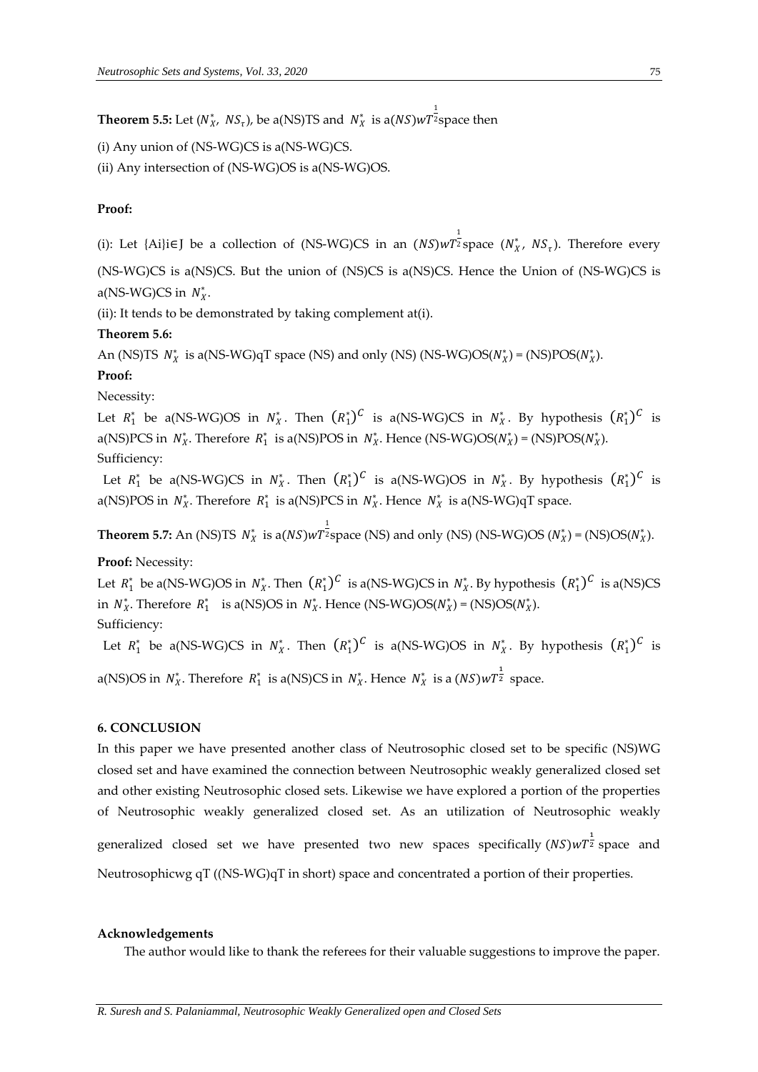**Theorem 5.5:** Let ($N_X^*$, $NS_\tau$), be a(NS)TS and $N_X^*$ is a$(NS)wT^{\frac{1}{2}}$space then

(i) Any union of (NS-WG)CS is a(NS-WG)CS.

(ii) Any intersection of (NS-WG)OS is a(NS-WG)OS.

**Proof:**

(i): Let {Ai}i∈J be a collection of (NS-WG)CS in an $(NS)wT^{\frac{1}{2}}$space ($N_X^*$, $NS_\tau$). Therefore every (NS-WG)CS is a(NS)CS. But the union of (NS)CS is a(NS)CS. Hence the Union of (NS-WG)CS is a(NS-WG)CS in $N_X^*$.

(ii): It tends to be demonstrated by taking complement at(i).

**Theorem 5.6:**

An (NS)TS $N_X^*$ is a(NS-WG)qT space (NS) and only (NS) (NS-WG)OS($N_X^*$) = (NS)POS($N_X^*$).

**Proof:**

Necessity:

Let $R_1^*$ be a(NS-WG)OS in $N_X^*$. Then $(R_1^*)^C$ is a(NS-WG)CS in $N_X^*$. By hypothesis $(R_1^*)^C$ is a(NS)PCS in $N_X^*$. Therefore $R_1^*$ is a(NS)POS in $N_X^*$. Hence (NS-WG)OS($N_X^*$) = (NS)POS($N_X^*$).

Sufficiency:

Let $R_1^*$ be a(NS-WG)CS in $N_X^*$. Then $(R_1^*)^C$ is a(NS-WG)OS in $N_X^*$. By hypothesis $(R_1^*)^C$ is a(NS)POS in $N_X^*$. Therefore $R_1^*$ is a(NS)PCS in $N_X^*$. Hence $N_X^*$ is a(NS-WG)qT space.

**Theorem 5.7:** An (NS)TS $N_X^*$ is a$(NS)wT^{\frac{1}{2}}$space (NS) and only (NS) (NS-WG)OS ($N_X^*$) = (NS)OS($N_X^*$).

**Proof:** Necessity:

Let $R_1^*$ be a(NS-WG)OS in $N_X^*$. Then $(R_1^*)^C$ is a(NS-WG)CS in $N_X^*$. By hypothesis $(R_1^*)^C$ is a(NS)CS in $N_X^*$. Therefore $R_1^*$ is a(NS)OS in $N_X^*$. Hence (NS-WG)OS($N_X^*$) = (NS)OS($N_X^*$).

Sufficiency:

Let $R_1^*$ be a(NS-WG)CS in $N_X^*$. Then $(R_1^*)^C$ is a(NS-WG)OS in $N_X^*$. By hypothesis $(R_1^*)^C$ is a(NS)OS in $N_X^*$. Therefore $R_1^*$ is a(NS)CS in $N_X^*$. Hence $N_X^*$ is a $(NS)wT^{\frac{1}{2}}$ space.

## 6. CONCLUSION

In this paper we have presented another class of Neutrosophic closed set to be specific (NS)WG closed set and have examined the connection between Neutrosophic weakly generalized closed set and other existing Neutrosophic closed sets. Likewise we have explored a portion of the properties of Neutrosophic weakly generalized closed set. As an utilization of Neutrosophic weakly generalized closed set we have presented two new spaces specifically $(NS)wT^{\frac{1}{2}}$ space and Neutrosophicwg qT ((NS-WG)qT in short) space and concentrated a portion of their properties.

**Acknowledgements**

The author would like to thank the referees for their valuable suggestions to improve the paper.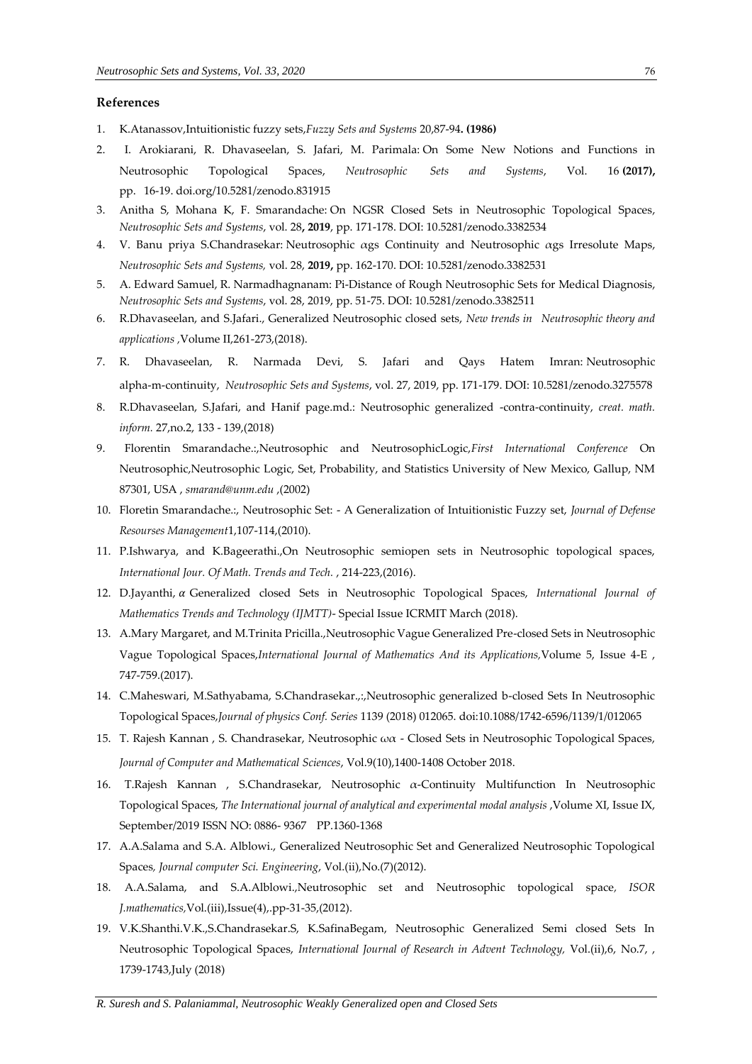## References

1. K.Atanassov,Intuitionistic fuzzy sets,*Fuzzy Sets and Systems* 20,87-94**. (1986)**
2. I. Arokiarani, R. Dhavaseelan, S. Jafari, M. Parimala: On Some New Notions and Functions in Neutrosophic Topological Spaces, *Neutrosophic Sets and Systems*, Vol. 16 **(2017),** pp. 16-19. doi.org/10.5281/zenodo.831915
3. Anitha S, Mohana K, F. Smarandache: On NGSR Closed Sets in Neutrosophic Topological Spaces, *Neutrosophic Sets and Systems*, vol. 28**, 2019**, pp. 171-178. DOI: 10.5281/zenodo.3382534
4. V. Banu priya S.Chandrasekar: Neutrosophic $\alpha$gs Continuity and Neutrosophic $\alpha$gs Irresolute Maps, *Neutrosophic Sets and Systems,* vol. 28, **2019,** pp. 162-170. DOI: 10.5281/zenodo.3382531
5. A. Edward Samuel, R. Narmadhagnanam: Pi-Distance of Rough Neutrosophic Sets for Medical Diagnosis, *Neutrosophic Sets and Systems*, vol. 28, 2019, pp. 51-75. DOI: 10.5281/zenodo.3382511
6. R.Dhavaseelan, and S.Jafari., Generalized Neutrosophic closed sets, *New trends in Neutrosophic theory and applications* ,Volume II,261-273,(2018).
7. R. Dhavaseelan, R. Narmada Devi, S. Jafari and Qays Hatem Imran: Neutrosophic alpha-m-continuity, *Neutrosophic Sets and Systems*, vol. 27, 2019, pp. 171-179. DOI: 10.5281/zenodo.3275578
8. R.Dhavaseelan, S.Jafari, and Hanif page.md.: Neutrosophic generalized -contra-continuity, *creat. math. inform.* 27,no.2, 133 - 139,(2018)
9. Florentin Smarandache.:,Neutrosophic and NeutrosophicLogic,*First International Conference* On Neutrosophic,Neutrosophic Logic, Set, Probability, and Statistics University of New Mexico, Gallup, NM 87301, USA , *smarand@unm.edu* ,(2002)
10. Floretin Smarandache.:, Neutrosophic Set: - A Generalization of Intuitionistic Fuzzy set, *Journal of Defense Resourses Management*1,107-114,(2010).
11. P.Ishwarya, and K.Bageerathi.,On Neutrosophic semiopen sets in Neutrosophic topological spaces, *International Jour. Of Math. Trends and Tech.* , 214-223,(2016).
12. D.Jayanthi, $\alpha$ Generalized closed Sets in Neutrosophic Topological Spaces, *International Journal of Mathematics Trends and Technology (IJMTT)*- Special Issue ICRMIT March (2018).
13. A.Mary Margaret, and M.Trinita Pricilla.,Neutrosophic Vague Generalized Pre-closed Sets in Neutrosophic Vague Topological Spaces,*International Journal of Mathematics And its Applications,*Volume 5, Issue 4-E , 747-759.(2017).
14. C.Maheswari, M.Sathyabama, S.Chandrasekar.,:,Neutrosophic generalized b-closed Sets In Neutrosophic Topological Spaces,*Journal of physics Conf. Series* 1139 (2018) 012065. doi:10.1088/1742-6596/1139/1/012065
15. T. Rajesh Kannan , S. Chandrasekar, Neutrosophic $\omega\alpha$ - Closed Sets in Neutrosophic Topological Spaces, *Journal of Computer and Mathematical Sciences*, Vol.9(10),1400-1408 October 2018.
16. T.Rajesh Kannan , S.Chandrasekar, Neutrosophic $\alpha$-Continuity Multifunction In Neutrosophic Topological Spaces, *The International journal of analytical and experimental modal analysis* ,Volume XI, Issue IX, September/2019 ISSN NO: 0886- 9367 PP.1360-1368
17. A.A.Salama and S.A. Alblowi., Generalized Neutrosophic Set and Generalized Neutrosophic Topological Spaces*, Journal computer Sci. Engineering*, Vol.(ii),No.(7)(2012).
18. A.A.Salama, and S.A.Alblowi.,Neutrosophic set and Neutrosophic topological space*, ISOR J.mathematics,*Vol.(iii),Issue(4),.pp-31-35,(2012).
19. V.K.Shanthi.V.K.,S.Chandrasekar.S, K.SafinaBegam, Neutrosophic Generalized Semi closed Sets In Neutrosophic Topological Spaces, *International Journal of Research in Advent Technology,* Vol.(ii),6, No.7, , 1739-1743,July (2018)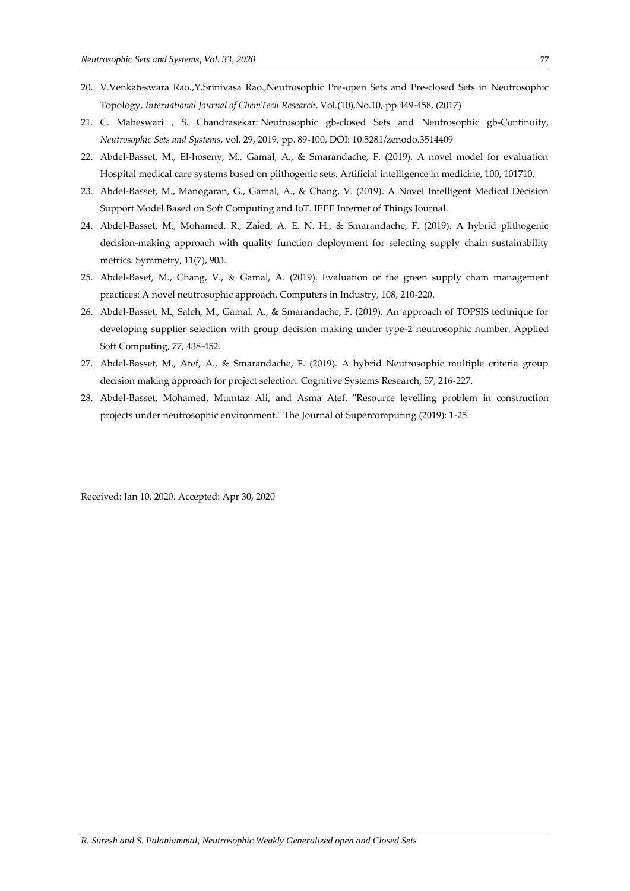20. V.Venkateswara Rao.,Y.Srinivasa Rao.,Neutrosophic Pre-open Sets and Pre-closed Sets in Neutrosophic Topology, *International Journal of ChemTech Research*, Vol.(10),No.10, pp 449-458, (2017)
21. C. Maheswari , S. Chandrasekar: Neutrosophic gb-closed Sets and Neutrosophic gb-Continuity, *Neutrosophic Sets and Systems*, vol. 29, 2019, pp. 89-100, DOI: 10.5281/zenodo.3514409
22. Abdel-Basset, M., El-hoseny, M., Gamal, A., & Smarandache, F. (2019). A novel model for evaluation Hospital medical care systems based on plithogenic sets. Artificial intelligence in medicine, 100, 101710.
23. Abdel-Basset, M., Manogaran, G., Gamal, A., & Chang, V. (2019). A Novel Intelligent Medical Decision Support Model Based on Soft Computing and IoT. IEEE Internet of Things Journal.
24. Abdel-Basset, M., Mohamed, R., Zaied, A. E. N. H., & Smarandache, F. (2019). A hybrid plithogenic decision-making approach with quality function deployment for selecting supply chain sustainability metrics. Symmetry, 11(7), 903.
25. Abdel-Baset, M., Chang, V., & Gamal, A. (2019). Evaluation of the green supply chain management practices: A novel neutrosophic approach. Computers in Industry, 108, 210-220.
26. Abdel-Basset, M., Saleh, M., Gamal, A., & Smarandache, F. (2019). An approach of TOPSIS technique for developing supplier selection with group decision making under type-2 neutrosophic number. Applied Soft Computing, 77, 438-452.
27. Abdel-Basset, M., Atef, A., & Smarandache, F. (2019). A hybrid Neutrosophic multiple criteria group decision making approach for project selection. Cognitive Systems Research, 57, 216-227.
28. Abdel-Basset, Mohamed, Mumtaz Ali, and Asma Atef. "Resource levelling problem in construction projects under neutrosophic environment." The Journal of Supercomputing (2019): 1-25.

Received: Jan 10, 2020. Accepted: Apr 30, 2020